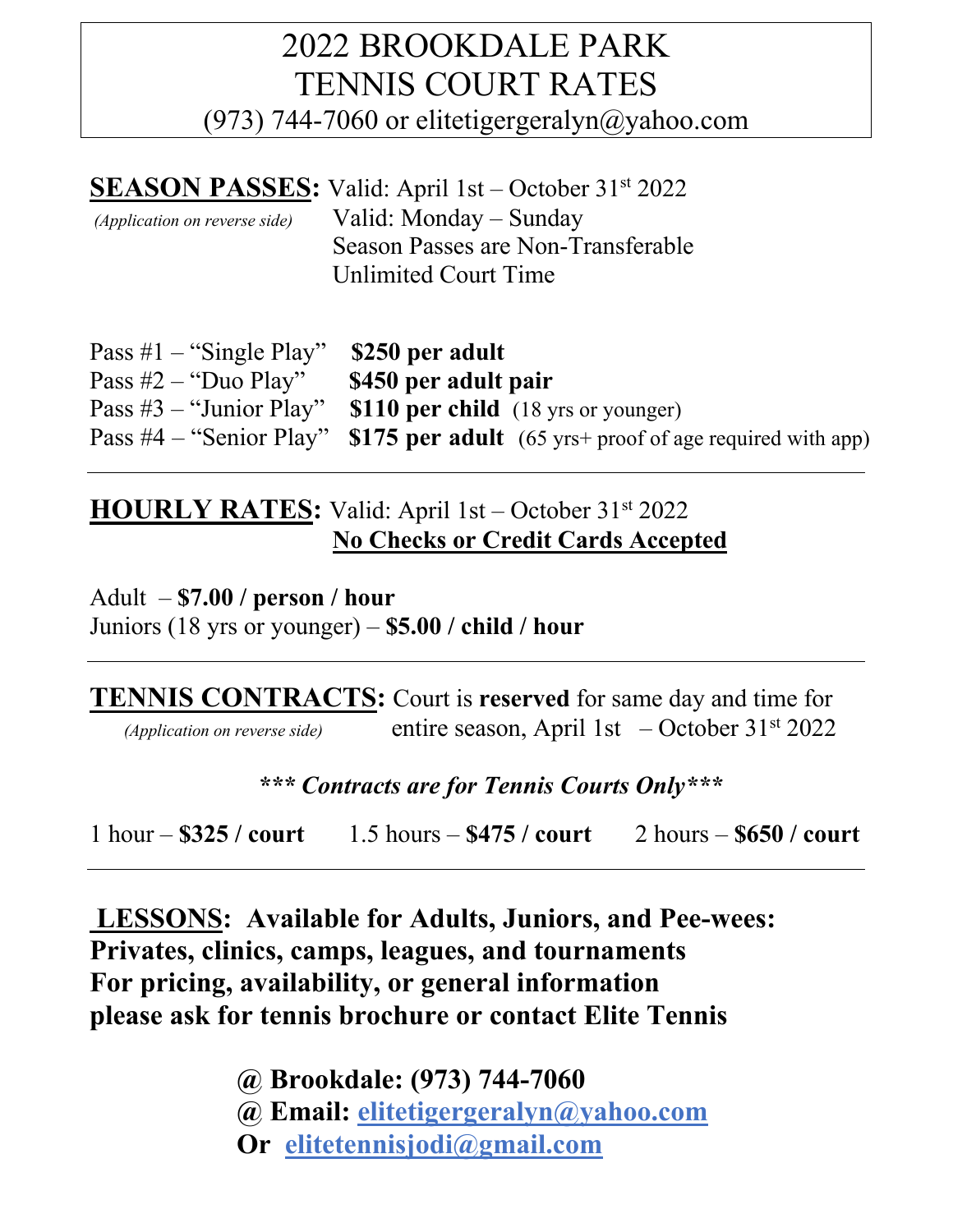# 2022 BROOKDALE PARK
# TENNIS COURT RATES
(973) 744-7060 or elitetigergeralyn@yahoo.com

**SEASON PASSES:** Valid: April 1st – October 31st 2022
*(Application on reverse side)* Valid: Monday – Sunday
Season Passes are Non-Transferable
Unlimited Court Time

Pass #1 – "Single Play" **$250 per adult**
Pass #2 – "Duo Play" **$450 per adult pair**
Pass #3 – "Junior Play" **$110 per child** (18 yrs or younger)
Pass #4 – "Senior Play" **$175 per adult** (65 yrs+ proof of age required with app)

---

**HOURLY RATES:** Valid: April 1st – October 31st 2022
**No Checks or Credit Cards Accepted**

Adult – **$7.00 / person / hour**
Juniors (18 yrs or younger) – **$5.00 / child / hour**

---

**TENNIS CONTRACTS:** Court is **reserved** for same day and time for entire season, April 1st – October 31st 2022
*(Application on reverse side)*

***\*\*\* Contracts are for Tennis Courts Only\*\*\****

1 hour – **$325 / court** 1.5 hours – **$475 / court** 2 hours – **$650 / court**

---

**LESSONS: Available for Adults, Juniors, and Pee-wees:**
**Privates, clinics, camps, leagues, and tournaments**
**For pricing, availability, or general information**
**please ask for tennis brochure or contact Elite Tennis**

**@ Brookdale: (973) 744-7060**
**@ Email: elitetigergeralyn@yahoo.com**
**Or elitetennisjodi@gmail.com**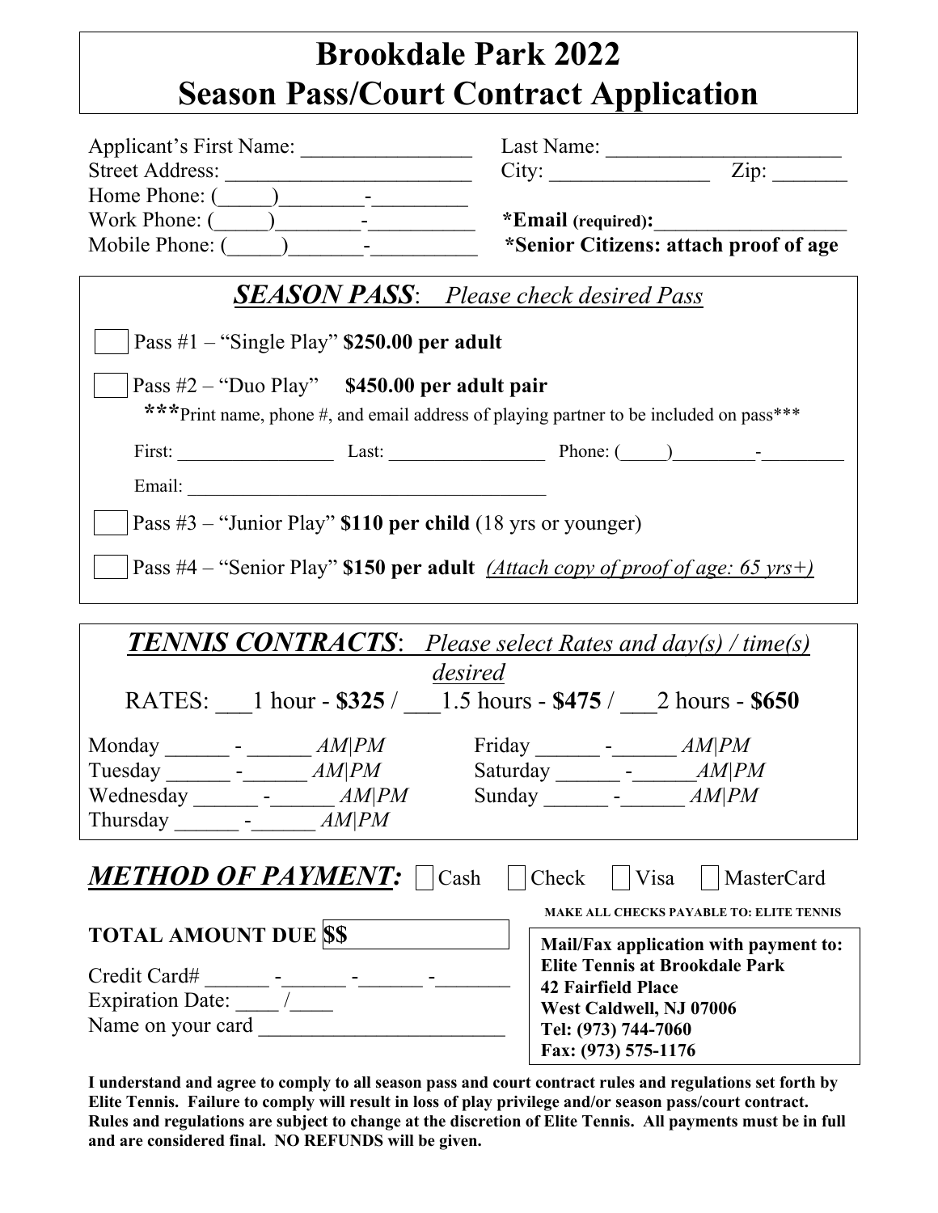# Brookdale Park 2022
# Season Pass/Court Contract Application

Applicant's First Name: ________________ Last Name: ______________________

Street Address: ________________________ City: ________________ Zip: _______

Home Phone: (_____)________-_________

Work Phone: (_____)________-__________ ***Email** (required)**:**__________________

Mobile Phone: (_____)_______-__________ ***Senior Citizens: attach proof of age**

## *SEASON PASS*: *Please check desired Pass*

☐ Pass #1 – "Single Play" **$250.00 per adult**

☐ Pass #2 – "Duo Play" **$450.00 per adult pair**

***Print name, phone #, and email address of playing partner to be included on pass***

First: _________________ Last: _________________ Phone: (_____)_________-_________

Email: ______________________________________

☐ Pass #3 – "Junior Play" **$110 per child** (18 yrs or younger)

☐ Pass #4 – "Senior Play" **$150 per adult** *(Attach copy of proof of age: 65 yrs+)*

## *TENNIS CONTRACTS*: *Please select Rates and day(s) / time(s) desired*

RATES: ___1 hour - **$325** / ___1.5 hours - **$475** / ___2 hours - **$650**

Monday ______ - ______ *AM|PM*

Tuesday ______ -______ *AM|PM*

Wednesday ______ -______ *AM|PM*

Thursday ______ -______ *AM|PM*

Friday ______ -______ *AM|PM*

Saturday ______ -______*AM|PM*

Sunday ______ -______ *AM|PM*

## *METHOD OF PAYMENT:* ☐ Cash ☐ Check ☐ Visa ☐ MasterCard

**MAKE ALL CHECKS PAYABLE TO: ELITE TENNIS**

**TOTAL AMOUNT DUE $$**

Credit Card# ______ -______ -______ -_______

Expiration Date: ____ /____

Name on your card ________________________

**Mail/Fax application with payment to:**
**Elite Tennis at Brookdale Park**
**42 Fairfield Place**
**West Caldwell, NJ 07006**
**Tel: (973) 744-7060**
**Fax: (973) 575-1176**

**I understand and agree to comply to all season pass and court contract rules and regulations set forth by Elite Tennis. Failure to comply will result in loss of play privilege and/or season pass/court contract. Rules and regulations are subject to change at the discretion of Elite Tennis. All payments must be in full and are considered final. NO REFUNDS will be given.**